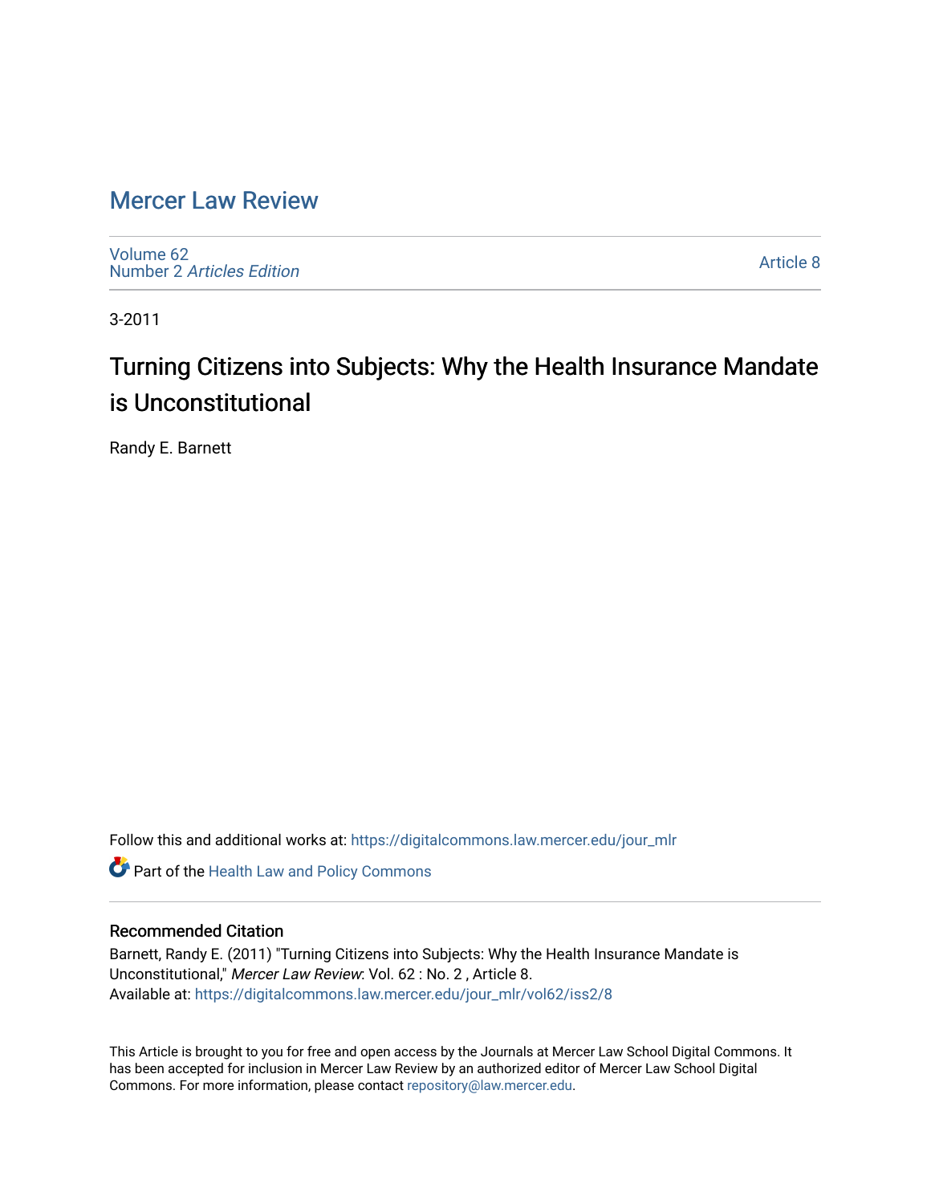# Mercer Law Review

Volume 62
Number 2 *Articles Edition*

Article 8

3-2011

## Turning Citizens into Subjects: Why the Health Insurance Mandate is Unconstitutional

Randy E. Barnett

Follow this and additional works at: https://digitalcommons.law.mercer.edu/jour_mlr

Part of the Health Law and Policy Commons

### Recommended Citation

Barnett, Randy E. (2011) "Turning Citizens into Subjects: Why the Health Insurance Mandate is Unconstitutional," *Mercer Law Review*: Vol. 62 : No. 2 , Article 8.
Available at: https://digitalcommons.law.mercer.edu/jour_mlr/vol62/iss2/8

This Article is brought to you for free and open access by the Journals at Mercer Law School Digital Commons. It has been accepted for inclusion in Mercer Law Review by an authorized editor of Mercer Law School Digital Commons. For more information, please contact repository@law.mercer.edu.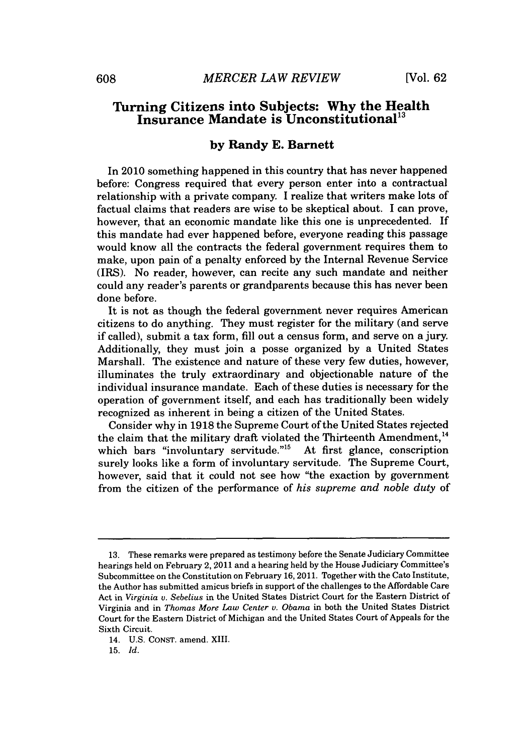## Turning Citizens into Subjects: Why the Health Insurance Mandate is Unconstitutional[13]

### by Randy E. Barnett

In 2010 something happened in this country that has never happened before: Congress required that every person enter into a contractual relationship with a private company. I realize that writers make lots of factual claims that readers are wise to be skeptical about. I can prove, however, that an economic mandate like this one is unprecedented. If this mandate had ever happened before, everyone reading this passage would know all the contracts the federal government requires them to make, upon pain of a penalty enforced by the Internal Revenue Service (IRS). No reader, however, can recite any such mandate and neither could any reader's parents or grandparents because this has never been done before.

It is not as though the federal government never requires American citizens to do anything. They must register for the military (and serve if called), submit a tax form, fill out a census form, and serve on a jury. Additionally, they must join a posse organized by a United States Marshall. The existence and nature of these very few duties, however, illuminates the truly extraordinary and objectionable nature of the individual insurance mandate. Each of these duties is necessary for the operation of government itself, and each has traditionally been widely recognized as inherent in being a citizen of the United States.

Consider why in 1918 the Supreme Court of the United States rejected the claim that the military draft violated the Thirteenth Amendment,[14] which bars "involuntary servitude."[15] At first glance, conscription surely looks like a form of involuntary servitude. The Supreme Court, however, said that it could not see how "the exaction by government from the citizen of the performance of *his supreme and noble duty* of

---

13. These remarks were prepared as testimony before the Senate Judiciary Committee hearings held on February 2, 2011 and a hearing held by the House Judiciary Committee's Subcommittee on the Constitution on February 16, 2011. Together with the Cato Institute, the Author has submitted amicus briefs in support of the challenges to the Affordable Care Act in *Virginia v. Sebelius* in the United States District Court for the Eastern District of Virginia and in *Thomas More Law Center v. Obama* in both the United States District Court for the Eastern District of Michigan and the United States Court of Appeals for the Sixth Circuit.

14. U.S. CONST. amend. XIII.

15. *Id.*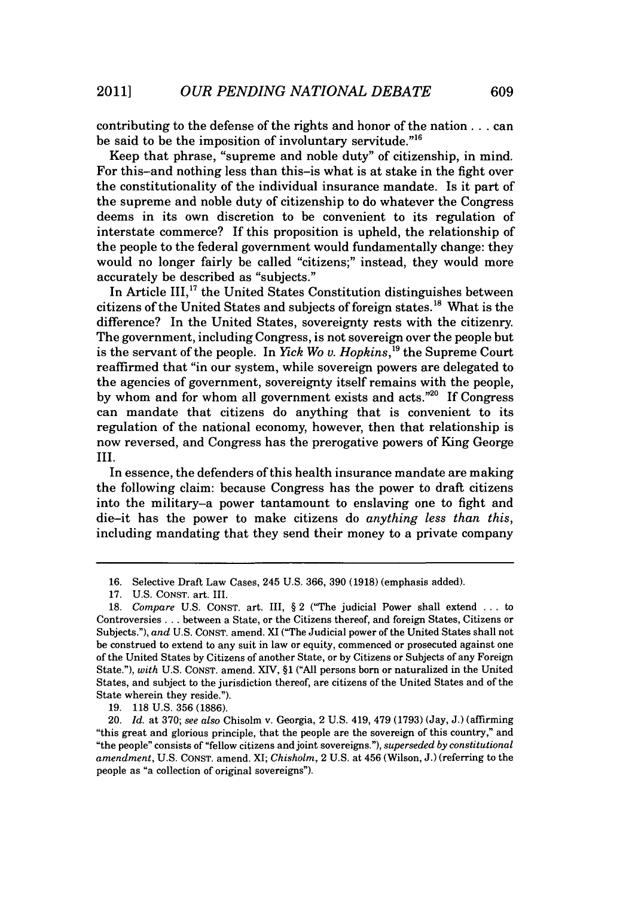contributing to the defense of the rights and honor of the nation . . . can be said to be the imposition of involuntary servitude."[16]

Keep that phrase, "supreme and noble duty" of citizenship, in mind. For this–and nothing less than this–is what is at stake in the fight over the constitutionality of the individual insurance mandate. Is it part of the supreme and noble duty of citizenship to do whatever the Congress deems in its own discretion to be convenient to its regulation of interstate commerce? If this proposition is upheld, the relationship of the people to the federal government would fundamentally change: they would no longer fairly be called "citizens;" instead, they would more accurately be described as "subjects."

In Article III,[17] the United States Constitution distinguishes between citizens of the United States and subjects of foreign states.[18] What is the difference? In the United States, sovereignty rests with the citizenry. The government, including Congress, is not sovereign over the people but is the servant of the people. In *Yick Wo v. Hopkins*,[19] the Supreme Court reaffirmed that "in our system, while sovereign powers are delegated to the agencies of government, sovereignty itself remains with the people, by whom and for whom all government exists and acts."[20] If Congress can mandate that citizens do anything that is convenient to its regulation of the national economy, however, then that relationship is now reversed, and Congress has the prerogative powers of King George III.

In essence, the defenders of this health insurance mandate are making the following claim: because Congress has the power to draft citizens into the military–a power tantamount to enslaving one to fight and die–it has the power to make citizens do *anything less than this*, including mandating that they send their money to a private company

---

16. Selective Draft Law Cases, 245 U.S. 366, 390 (1918) (emphasis added).

17. U.S. CONST. art. III.

18. *Compare* U.S. CONST. art. III, § 2 ("The judicial Power shall extend . . . to Controversies . . . between a State, or the Citizens thereof, and foreign States, Citizens or Subjects."), *and* U.S. CONST. amend. XI ("The Judicial power of the United States shall not be construed to extend to any suit in law or equity, commenced or prosecuted against one of the United States by Citizens of another State, or by Citizens or Subjects of any Foreign State."), *with* U.S. CONST. amend. XIV, §1 ("All persons born or naturalized in the United States, and subject to the jurisdiction thereof, are citizens of the United States and of the State wherein they reside.").

19. 118 U.S. 356 (1886).

20. *Id.* at 370; *see also* Chisolm v. Georgia, 2 U.S. 419, 479 (1793) (Jay, J.) (affirming "this great and glorious principle, that the people are the sovereign of this country," and "the people" consists of "fellow citizens and joint sovereigns."), *superseded by constitutional amendment*, U.S. CONST. amend. XI; *Chisholm*, 2 U.S. at 456 (Wilson, J.) (referring to the people as "a collection of original sovereigns").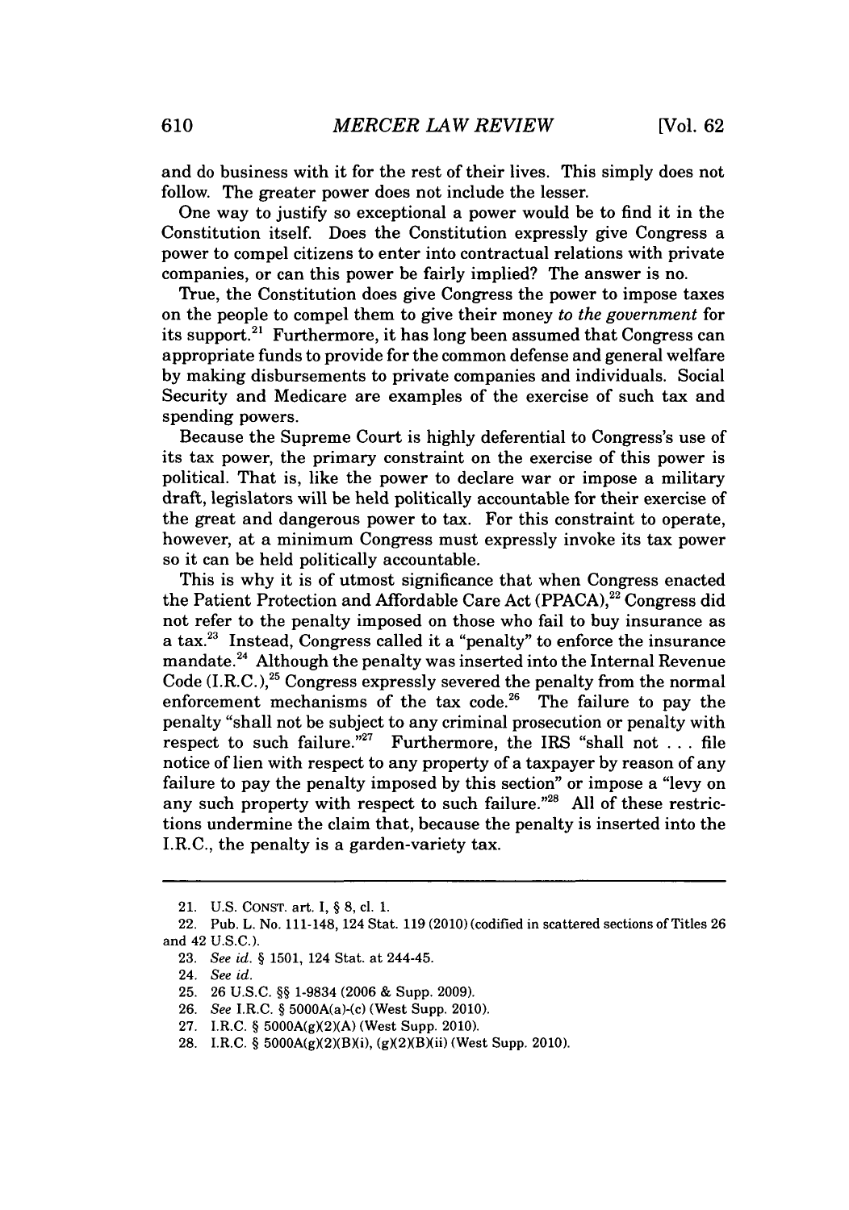and do business with it for the rest of their lives. This simply does not follow. The greater power does not include the lesser.

One way to justify so exceptional a power would be to find it in the Constitution itself. Does the Constitution expressly give Congress a power to compel citizens to enter into contractual relations with private companies, or can this power be fairly implied? The answer is no.

True, the Constitution does give Congress the power to impose taxes on the people to compel them to give their money *to the government* for its support.[21] Furthermore, it has long been assumed that Congress can appropriate funds to provide for the common defense and general welfare by making disbursements to private companies and individuals. Social Security and Medicare are examples of the exercise of such tax and spending powers.

Because the Supreme Court is highly deferential to Congress's use of its tax power, the primary constraint on the exercise of this power is political. That is, like the power to declare war or impose a military draft, legislators will be held politically accountable for their exercise of the great and dangerous power to tax. For this constraint to operate, however, at a minimum Congress must expressly invoke its tax power so it can be held politically accountable.

This is why it is of utmost significance that when Congress enacted the Patient Protection and Affordable Care Act (PPACA),[22] Congress did not refer to the penalty imposed on those who fail to buy insurance as a tax.[23] Instead, Congress called it a "penalty" to enforce the insurance mandate.[24] Although the penalty was inserted into the Internal Revenue Code (I.R.C.),[25] Congress expressly severed the penalty from the normal enforcement mechanisms of the tax code.[26] The failure to pay the penalty "shall not be subject to any criminal prosecution or penalty with respect to such failure."[27] Furthermore, the IRS "shall not . . . file notice of lien with respect to any property of a taxpayer by reason of any failure to pay the penalty imposed by this section" or impose a "levy on any such property with respect to such failure."[28] All of these restrictions undermine the claim that, because the penalty is inserted into the I.R.C., the penalty is a garden-variety tax.

---

21. U.S. CONST. art. I, § 8, cl. 1.

22. Pub. L. No. 111-148, 124 Stat. 119 (2010) (codified in scattered sections of Titles 26 and 42 U.S.C.).

23. *See id.* § 1501, 124 Stat. at 244-45.

24. *See id.*

25. 26 U.S.C. §§ 1-9834 (2006 & Supp. 2009).

26. *See* I.R.C. § 5000A(a)-(c) (West Supp. 2010).

27. I.R.C. § 5000A(g)(2)(A) (West Supp. 2010).

28. I.R.C. § 5000A(g)(2)(B)(i), (g)(2)(B)(ii) (West Supp. 2010).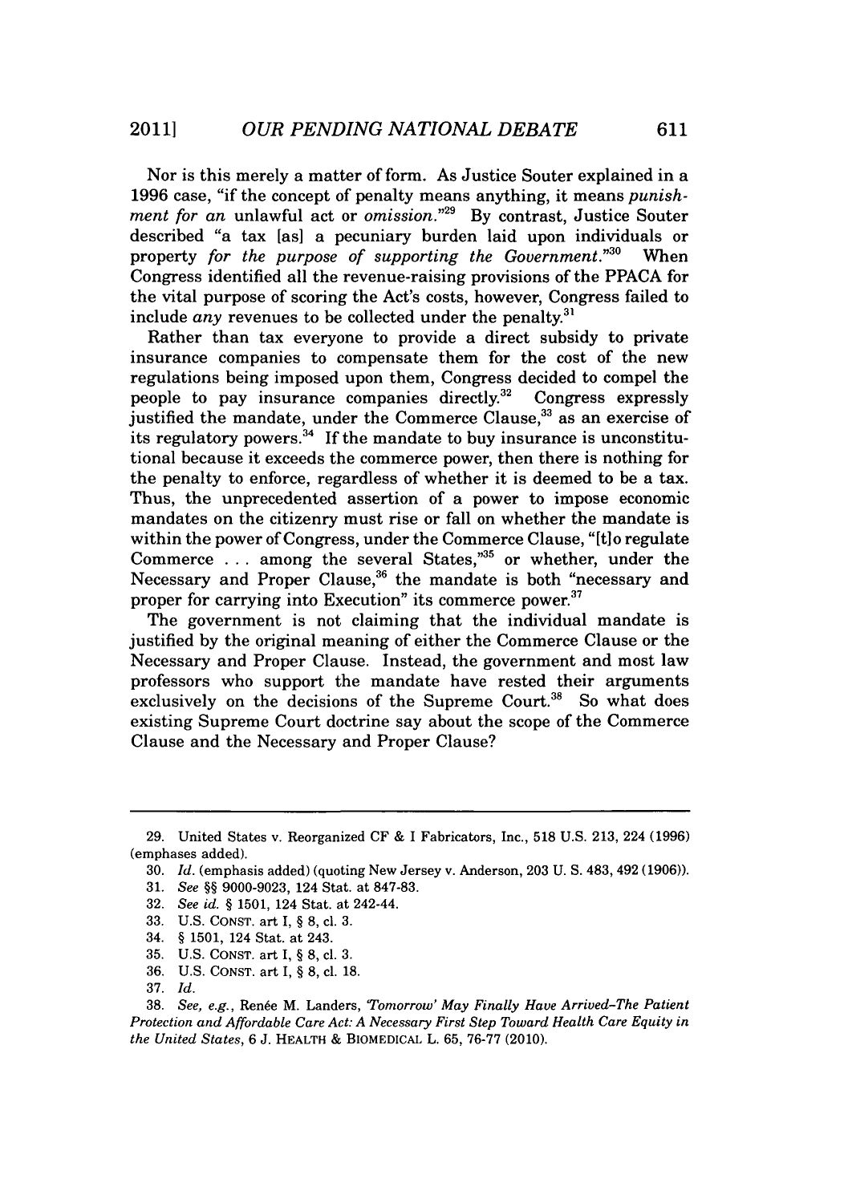Nor is this merely a matter of form. As Justice Souter explained in a 1996 case, "if the concept of penalty means anything, it means *punishment for an* unlawful act or *omission*."[29] By contrast, Justice Souter described "a tax [as] a pecuniary burden laid upon individuals or property *for the purpose of supporting the Government*."[30] When Congress identified all the revenue-raising provisions of the PPACA for the vital purpose of scoring the Act's costs, however, Congress failed to include *any* revenues to be collected under the penalty.[31]

Rather than tax everyone to provide a direct subsidy to private insurance companies to compensate them for the cost of the new regulations being imposed upon them, Congress decided to compel the people to pay insurance companies directly.[32] Congress expressly justified the mandate, under the Commerce Clause,[33] as an exercise of its regulatory powers.[34] If the mandate to buy insurance is unconstitutional because it exceeds the commerce power, then there is nothing for the penalty to enforce, regardless of whether it is deemed to be a tax. Thus, the unprecedented assertion of a power to impose economic mandates on the citizenry must rise or fall on whether the mandate is within the power of Congress, under the Commerce Clause, "[t]o regulate Commerce . . . among the several States,"[35] or whether, under the Necessary and Proper Clause,[36] the mandate is both "necessary and proper for carrying into Execution" its commerce power.[37]

The government is not claiming that the individual mandate is justified by the original meaning of either the Commerce Clause or the Necessary and Proper Clause. Instead, the government and most law professors who support the mandate have rested their arguments exclusively on the decisions of the Supreme Court.[38] So what does existing Supreme Court doctrine say about the scope of the Commerce Clause and the Necessary and Proper Clause?

---

29. United States v. Reorganized CF & I Fabricators, Inc., 518 U.S. 213, 224 (1996) (emphases added).

30. *Id.* (emphasis added) (quoting New Jersey v. Anderson, 203 U. S. 483, 492 (1906)).

31. *See* §§ 9000-9023, 124 Stat. at 847-83.

32. *See id.* § 1501, 124 Stat. at 242-44.

33. U.S. CONST. art I, § 8, cl. 3.

34. § 1501, 124 Stat. at 243.

35. U.S. CONST. art I, § 8, cl. 3.

36. U.S. CONST. art I, § 8, cl. 18.

37. *Id.*

38. *See, e.g.*, Renée M. Landers, *'Tomorrow' May Finally Have Arrived–The Patient Protection and Affordable Care Act: A Necessary First Step Toward Health Care Equity in the United States*, 6 J. HEALTH & BIOMEDICAL L. 65, 76-77 (2010).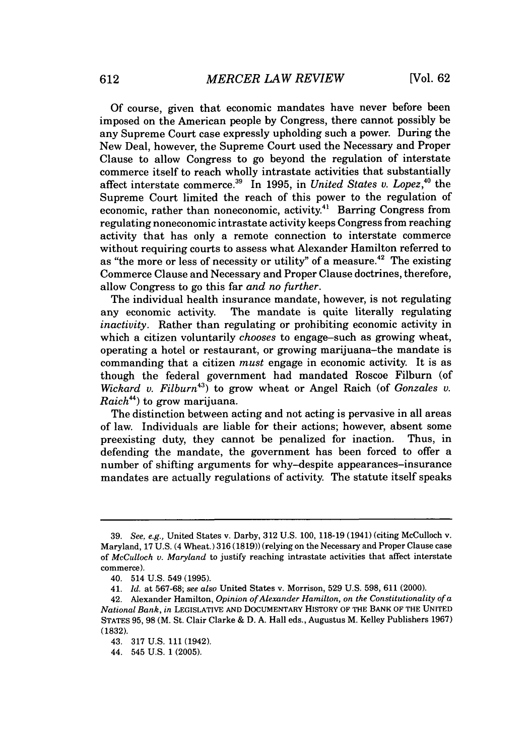Of course, given that economic mandates have never before been imposed on the American people by Congress, there cannot possibly be any Supreme Court case expressly upholding such a power. During the New Deal, however, the Supreme Court used the Necessary and Proper Clause to allow Congress to go beyond the regulation of interstate commerce itself to reach wholly intrastate activities that substantially affect interstate commerce.[39] In 1995, in *United States v. Lopez*,[40] the Supreme Court limited the reach of this power to the regulation of economic, rather than noneconomic, activity.[41] Barring Congress from regulating noneconomic intrastate activity keeps Congress from reaching activity that has only a remote connection to interstate commerce without requiring courts to assess what Alexander Hamilton referred to as "the more or less of necessity or utility" of a measure.[42] The existing Commerce Clause and Necessary and Proper Clause doctrines, therefore, allow Congress to go this far *and no further*.

The individual health insurance mandate, however, is not regulating any economic activity. The mandate is quite literally regulating *inactivity*. Rather than regulating or prohibiting economic activity in which a citizen voluntarily *chooses* to engage–such as growing wheat, operating a hotel or restaurant, or growing marijuana–the mandate is commanding that a citizen *must* engage in economic activity. It is as though the federal government had mandated Roscoe Filburn (of *Wickard v. Filburn*[43]) to grow wheat or Angel Raich (of *Gonzales v. Raich*[44]) to grow marijuana.

The distinction between acting and not acting is pervasive in all areas of law. Individuals are liable for their actions; however, absent some preexisting duty, they cannot be penalized for inaction. Thus, in defending the mandate, the government has been forced to offer a number of shifting arguments for why–despite appearances–insurance mandates are actually regulations of activity. The statute itself speaks

---

39. *See, e.g.,* United States v. Darby, 312 U.S. 100, 118-19 (1941) (citing McCulloch v. Maryland, 17 U.S. (4 Wheat.) 316 (1819)) (relying on the Necessary and Proper Clause case of *McCulloch v. Maryland* to justify reaching intrastate activities that affect interstate commerce).

40. 514 U.S. 549 (1995).

41. *Id.* at 567-68; *see also* United States v. Morrison, 529 U.S. 598, 611 (2000).

42. Alexander Hamilton, *Opinion of Alexander Hamilton, on the Constitutionality of a National Bank*, *in* LEGISLATIVE AND DOCUMENTARY HISTORY OF THE BANK OF THE UNITED STATES 95, 98 (M. St. Clair Clarke & D. A. Hall eds., Augustus M. Kelley Publishers 1967) (1832).

43. 317 U.S. 111 (1942).

44. 545 U.S. 1 (2005).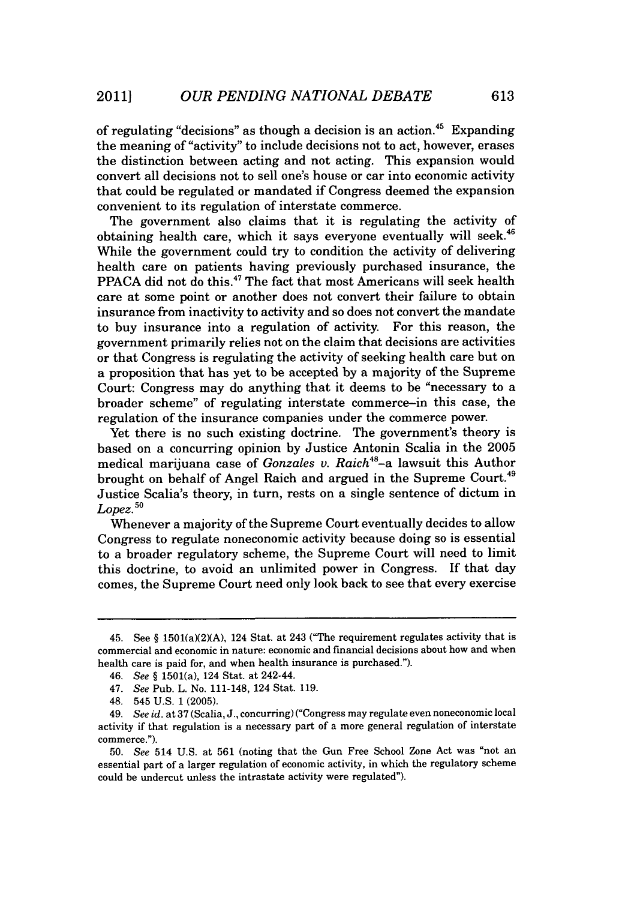of regulating "decisions" as though a decision is an action.[45] Expanding the meaning of "activity" to include decisions not to act, however, erases the distinction between acting and not acting. This expansion would convert all decisions not to sell one's house or car into economic activity that could be regulated or mandated if Congress deemed the expansion convenient to its regulation of interstate commerce.

The government also claims that it is regulating the activity of obtaining health care, which it says everyone eventually will seek.[46] While the government could try to condition the activity of delivering health care on patients having previously purchased insurance, the PPACA did not do this.[47] The fact that most Americans will seek health care at some point or another does not convert their failure to obtain insurance from inactivity to activity and so does not convert the mandate to buy insurance into a regulation of activity. For this reason, the government primarily relies not on the claim that decisions are activities or that Congress is regulating the activity of seeking health care but on a proposition that has yet to be accepted by a majority of the Supreme Court: Congress may do anything that it deems to be "necessary to a broader scheme" of regulating interstate commerce–in this case, the regulation of the insurance companies under the commerce power.

Yet there is no such existing doctrine. The government's theory is based on a concurring opinion by Justice Antonin Scalia in the 2005 medical marijuana case of *Gonzales v. Raich*[48]–a lawsuit this Author brought on behalf of Angel Raich and argued in the Supreme Court.[49] Justice Scalia's theory, in turn, rests on a single sentence of dictum in *Lopez*.[50]

Whenever a majority of the Supreme Court eventually decides to allow Congress to regulate noneconomic activity because doing so is essential to a broader regulatory scheme, the Supreme Court will need to limit this doctrine, to avoid an unlimited power in Congress. If that day comes, the Supreme Court need only look back to see that every exercise

---

45. See § 1501(a)(2)(A), 124 Stat. at 243 ("The requirement regulates activity that is commercial and economic in nature: economic and financial decisions about how and when health care is paid for, and when health insurance is purchased.").

46. *See* § 1501(a), 124 Stat. at 242-44.

47. *See* Pub. L. No. 111-148, 124 Stat. 119.

48. 545 U.S. 1 (2005).

49. *See id.* at 37 (Scalia, J., concurring) ("Congress may regulate even noneconomic local activity if that regulation is a necessary part of a more general regulation of interstate commerce.").

50. *See* 514 U.S. at 561 (noting that the Gun Free School Zone Act was "not an essential part of a larger regulation of economic activity, in which the regulatory scheme could be undercut unless the intrastate activity were regulated").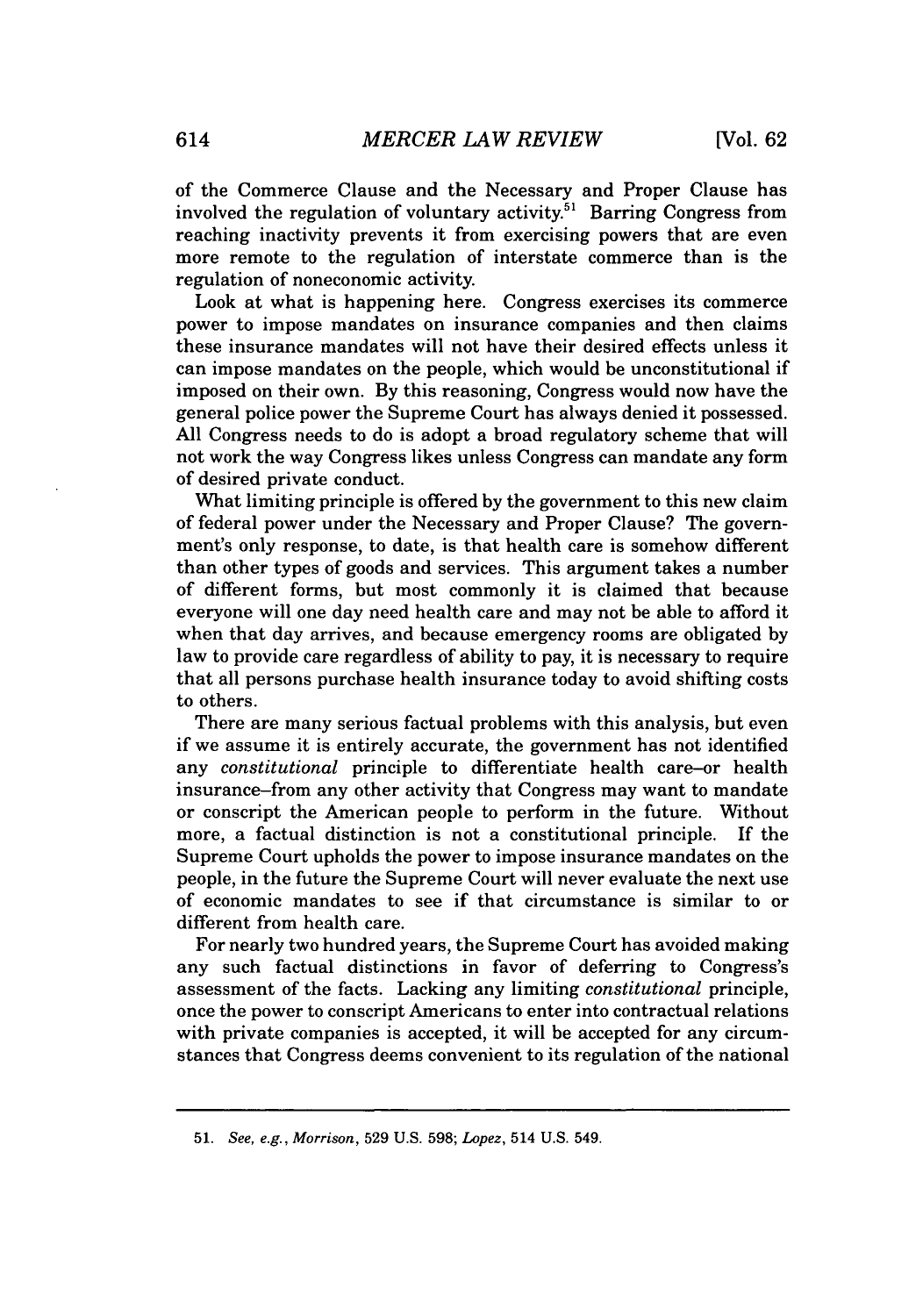of the Commerce Clause and the Necessary and Proper Clause has involved the regulation of voluntary activity.[51] Barring Congress from reaching inactivity prevents it from exercising powers that are even more remote to the regulation of interstate commerce than is the regulation of noneconomic activity.

Look at what is happening here. Congress exercises its commerce power to impose mandates on insurance companies and then claims these insurance mandates will not have their desired effects unless it can impose mandates on the people, which would be unconstitutional if imposed on their own. By this reasoning, Congress would now have the general police power the Supreme Court has always denied it possessed. All Congress needs to do is adopt a broad regulatory scheme that will not work the way Congress likes unless Congress can mandate any form of desired private conduct.

What limiting principle is offered by the government to this new claim of federal power under the Necessary and Proper Clause? The government's only response, to date, is that health care is somehow different than other types of goods and services. This argument takes a number of different forms, but most commonly it is claimed that because everyone will one day need health care and may not be able to afford it when that day arrives, and because emergency rooms are obligated by law to provide care regardless of ability to pay, it is necessary to require that all persons purchase health insurance today to avoid shifting costs to others.

There are many serious factual problems with this analysis, but even if we assume it is entirely accurate, the government has not identified any *constitutional* principle to differentiate health care–or health insurance–from any other activity that Congress may want to mandate or conscript the American people to perform in the future. Without more, a factual distinction is not a constitutional principle. If the Supreme Court upholds the power to impose insurance mandates on the people, in the future the Supreme Court will never evaluate the next use of economic mandates to see if that circumstance is similar to or different from health care.

For nearly two hundred years, the Supreme Court has avoided making any such factual distinctions in favor of deferring to Congress's assessment of the facts. Lacking any limiting *constitutional* principle, once the power to conscript Americans to enter into contractual relations with private companies is accepted, it will be accepted for any circumstances that Congress deems convenient to its regulation of the national

---

51. *See, e.g.*, *Morrison*, 529 U.S. 598; *Lopez*, 514 U.S. 549.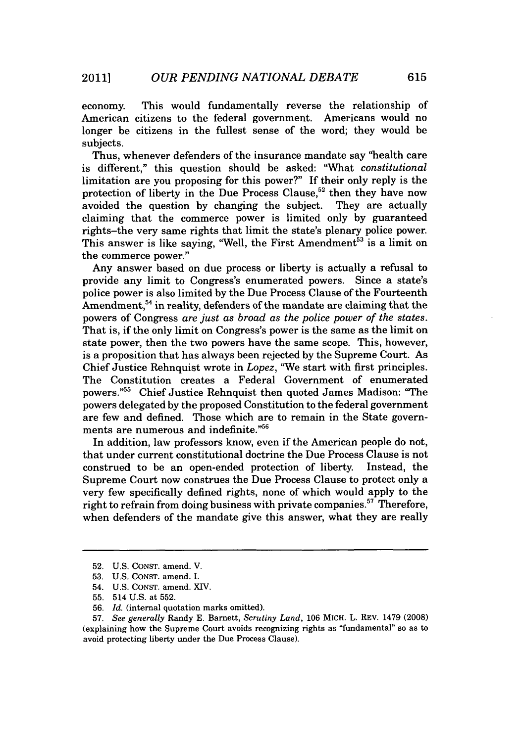economy. This would fundamentally reverse the relationship of American citizens to the federal government. Americans would no longer be citizens in the fullest sense of the word; they would be subjects.

Thus, whenever defenders of the insurance mandate say "health care is different," this question should be asked: "What *constitutional* limitation are you proposing for this power?" If their only reply is the protection of liberty in the Due Process Clause,[52] then they have now avoided the question by changing the subject. They are actually claiming that the commerce power is limited only by guaranteed rights–the very same rights that limit the state's plenary police power. This answer is like saying, "Well, the First Amendment[53] is a limit on the commerce power."

Any answer based on due process or liberty is actually a refusal to provide any limit to Congress's enumerated powers. Since a state's police power is also limited by the Due Process Clause of the Fourteenth Amendment,[54] in reality, defenders of the mandate are claiming that the powers of Congress *are just as broad as the police power of the states*. That is, if the only limit on Congress's power is the same as the limit on state power, then the two powers have the same scope. This, however, is a proposition that has always been rejected by the Supreme Court. As Chief Justice Rehnquist wrote in *Lopez*, "We start with first principles. The Constitution creates a Federal Government of enumerated powers."[55] Chief Justice Rehnquist then quoted James Madison: "The powers delegated by the proposed Constitution to the federal government are few and defined. Those which are to remain in the State governments are numerous and indefinite."[56]

In addition, law professors know, even if the American people do not, that under current constitutional doctrine the Due Process Clause is not construed to be an open-ended protection of liberty. Instead, the Supreme Court now construes the Due Process Clause to protect only a very few specifically defined rights, none of which would apply to the right to refrain from doing business with private companies.[57] Therefore, when defenders of the mandate give this answer, what they are really

---

52. U.S. CONST. amend. V.

53. U.S. CONST. amend. I.

54. U.S. CONST. amend. XIV.

55. 514 U.S. at 552.

56. *Id.* (internal quotation marks omitted).

57. *See generally* Randy E. Barnett, *Scrutiny Land*, 106 MICH. L. REV. 1479 (2008) (explaining how the Supreme Court avoids recognizing rights as "fundamental" so as to avoid protecting liberty under the Due Process Clause).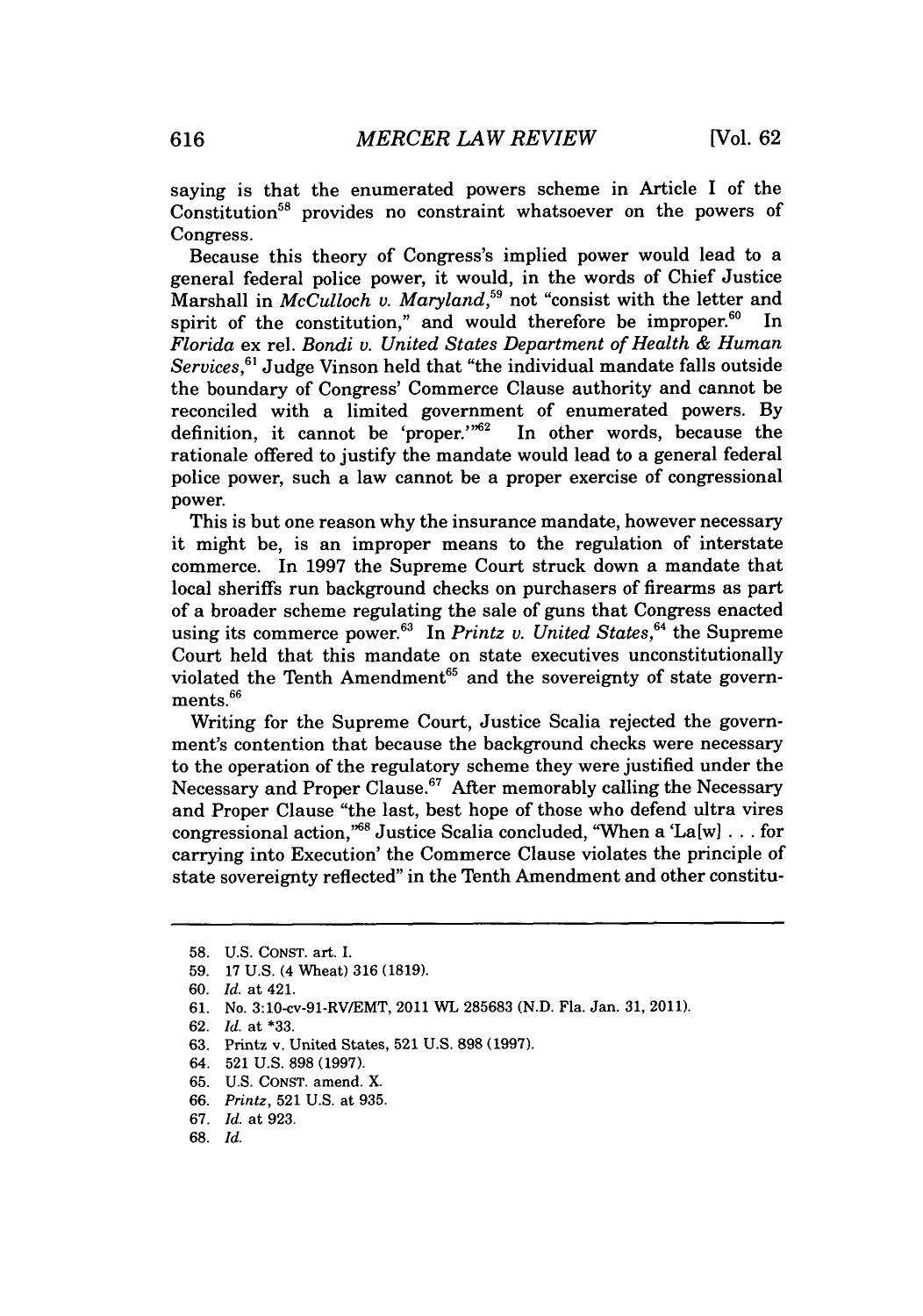saying is that the enumerated powers scheme in Article I of the Constitution[58] provides no constraint whatsoever on the powers of Congress.

Because this theory of Congress's implied power would lead to a general federal police power, it would, in the words of Chief Justice Marshall in *McCulloch v. Maryland*,[59] not "consist with the letter and spirit of the constitution," and would therefore be improper.[60] In *Florida* ex rel. *Bondi v. United States Department of Health & Human Services*,[61] Judge Vinson held that "the individual mandate falls outside the boundary of Congress' Commerce Clause authority and cannot be reconciled with a limited government of enumerated powers. By definition, it cannot be 'proper.'"[62] In other words, because the rationale offered to justify the mandate would lead to a general federal police power, such a law cannot be a proper exercise of congressional power.

This is but one reason why the insurance mandate, however necessary it might be, is an improper means to the regulation of interstate commerce. In 1997 the Supreme Court struck down a mandate that local sheriffs run background checks on purchasers of firearms as part of a broader scheme regulating the sale of guns that Congress enacted using its commerce power.[63] In *Printz v. United States*,[64] the Supreme Court held that this mandate on state executives unconstitutionally violated the Tenth Amendment[65] and the sovereignty of state governments.[66]

Writing for the Supreme Court, Justice Scalia rejected the government's contention that because the background checks were necessary to the operation of the regulatory scheme they were justified under the Necessary and Proper Clause.[67] After memorably calling the Necessary and Proper Clause "the last, best hope of those who defend ultra vires congressional action,"[68] Justice Scalia concluded, "When a 'La[w] . . . for carrying into Execution' the Commerce Clause violates the principle of state sovereignty reflected" in the Tenth Amendment and other constitu-

---

58. U.S. CONST. art. I.

59. 17 U.S. (4 Wheat) 316 (1819).

60. *Id.* at 421.

61. No. 3:10-cv-91-RV/EMT, 2011 WL 285683 (N.D. Fla. Jan. 31, 2011).

62. *Id.* at *33.

63. Printz v. United States, 521 U.S. 898 (1997).

64. 521 U.S. 898 (1997).

65. U.S. CONST. amend. X.

66. *Printz*, 521 U.S. at 935.

67. *Id.* at 923.

68. *Id.*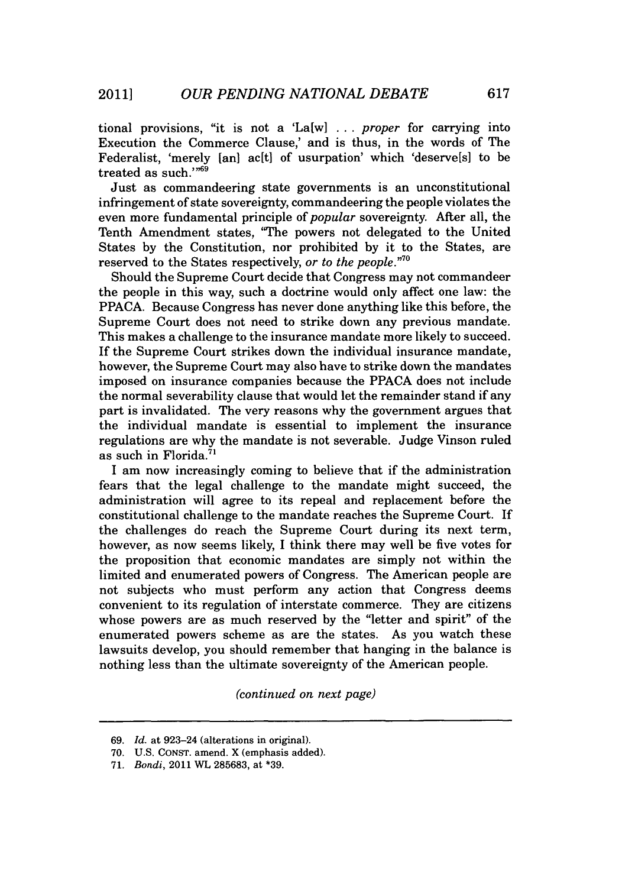tional provisions, "it is not a 'La[w] . . . *proper* for carrying into Execution the Commerce Clause,' and is thus, in the words of The Federalist, 'merely [an] ac[t] of usurpation' which 'deserve[s] to be treated as such.'"[69]

Just as commandeering state governments is an unconstitutional infringement of state sovereignty, commandeering the people violates the even more fundamental principle of *popular* sovereignty. After all, the Tenth Amendment states, "The powers not delegated to the United States by the Constitution, nor prohibited by it to the States, are reserved to the States respectively, *or to the people*."[70]

Should the Supreme Court decide that Congress may not commandeer the people in this way, such a doctrine would only affect one law: the PPACA. Because Congress has never done anything like this before, the Supreme Court does not need to strike down any previous mandate. This makes a challenge to the insurance mandate more likely to succeed. If the Supreme Court strikes down the individual insurance mandate, however, the Supreme Court may also have to strike down the mandates imposed on insurance companies because the PPACA does not include the normal severability clause that would let the remainder stand if any part is invalidated. The very reasons why the government argues that the individual mandate is essential to implement the insurance regulations are why the mandate is not severable. Judge Vinson ruled as such in Florida.[71]

I am now increasingly coming to believe that if the administration fears that the legal challenge to the mandate might succeed, the administration will agree to its repeal and replacement before the constitutional challenge to the mandate reaches the Supreme Court. If the challenges do reach the Supreme Court during its next term, however, as now seems likely, I think there may well be five votes for the proposition that economic mandates are simply not within the limited and enumerated powers of Congress. The American people are not subjects who must perform any action that Congress deems convenient to its regulation of interstate commerce. They are citizens whose powers are as much reserved by the "letter and spirit" of the enumerated powers scheme as are the states. As you watch these lawsuits develop, you should remember that hanging in the balance is nothing less than the ultimate sovereignty of the American people.

*(continued on next page)*

---

69. *Id.* at 923–24 (alterations in original).

70. U.S. CONST. amend. X (emphasis added).

71. *Bondi*, 2011 WL 285683, at *39.